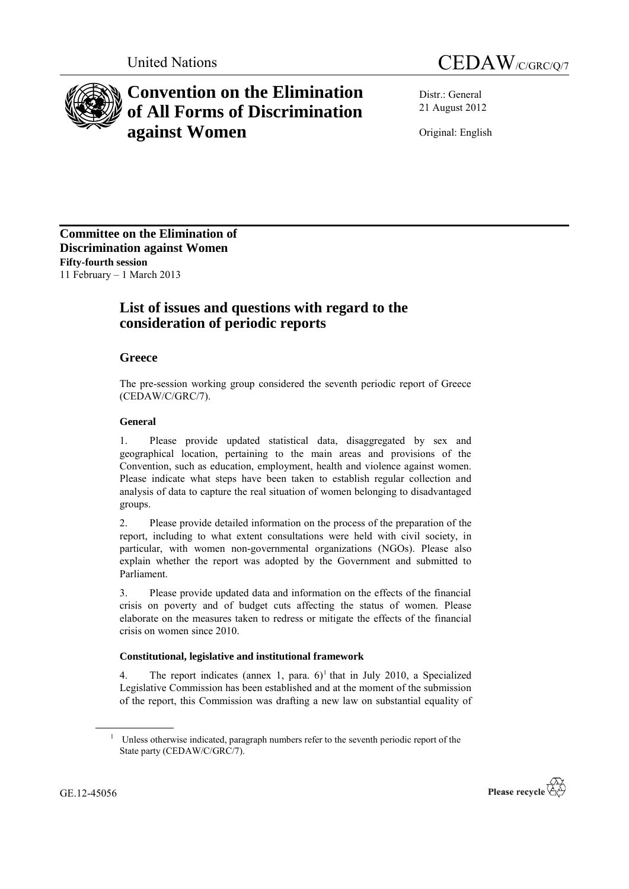United Nations

# CEDAW/C/GRC/Q/7

# Convention on the Elimination of All Forms of Discrimination against Women

Distr.: General
21 August 2012

Original: English

**Committee on the Elimination of Discrimination against Women**
**Fifty-fourth session**
11 February – 1 March 2013

## List of issues and questions with regard to the consideration of periodic reports

### Greece

The pre-session working group considered the seventh periodic report of Greece (CEDAW/C/GRC/7).

#### General

1. Please provide updated statistical data, disaggregated by sex and geographical location, pertaining to the main areas and provisions of the Convention, such as education, employment, health and violence against women. Please indicate what steps have been taken to establish regular collection and analysis of data to capture the real situation of women belonging to disadvantaged groups.

2. Please provide detailed information on the process of the preparation of the report, including to what extent consultations were held with civil society, in particular, with women non-governmental organizations (NGOs). Please also explain whether the report was adopted by the Government and submitted to Parliament.

3. Please provide updated data and information on the effects of the financial crisis on poverty and of budget cuts affecting the status of women. Please elaborate on the measures taken to redress or mitigate the effects of the financial crisis on women since 2010.

#### Constitutional, legislative and institutional framework

4. The report indicates (annex 1, para. 6)[1] that in July 2010, a Specialized Legislative Commission has been established and at the moment of the submission of the report, this Commission was drafting a new law on substantial equality of

[1] Unless otherwise indicated, paragraph numbers refer to the seventh periodic report of the State party (CEDAW/C/GRC/7).

GE.12-45056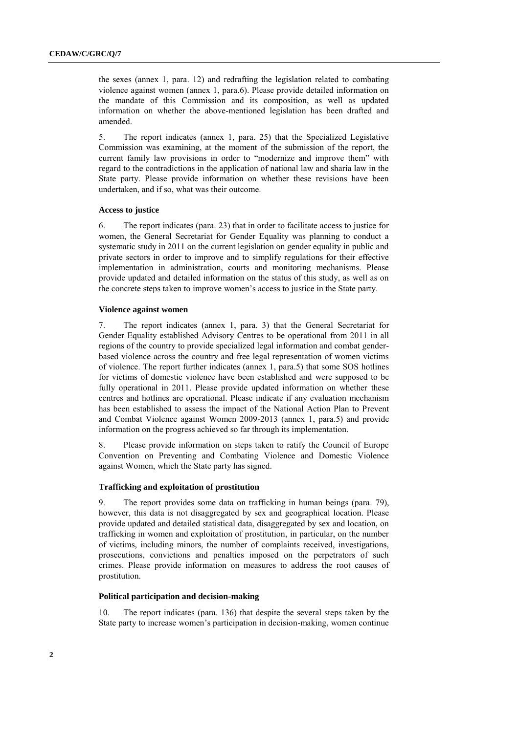the sexes (annex 1, para. 12) and redrafting the legislation related to combating violence against women (annex 1, para.6). Please provide detailed information on the mandate of this Commission and its composition, as well as updated information on whether the above-mentioned legislation has been drafted and amended.

5. The report indicates (annex 1, para. 25) that the Specialized Legislative Commission was examining, at the moment of the submission of the report, the current family law provisions in order to "modernize and improve them" with regard to the contradictions in the application of national law and sharia law in the State party. Please provide information on whether these revisions have been undertaken, and if so, what was their outcome.

**Access to justice**

6. The report indicates (para. 23) that in order to facilitate access to justice for women, the General Secretariat for Gender Equality was planning to conduct a systematic study in 2011 on the current legislation on gender equality in public and private sectors in order to improve and to simplify regulations for their effective implementation in administration, courts and monitoring mechanisms. Please provide updated and detailed information on the status of this study, as well as on the concrete steps taken to improve women's access to justice in the State party.

**Violence against women**

7. The report indicates (annex 1, para. 3) that the General Secretariat for Gender Equality established Advisory Centres to be operational from 2011 in all regions of the country to provide specialized legal information and combat gender-based violence across the country and free legal representation of women victims of violence. The report further indicates (annex 1, para.5) that some SOS hotlines for victims of domestic violence have been established and were supposed to be fully operational in 2011. Please provide updated information on whether these centres and hotlines are operational. Please indicate if any evaluation mechanism has been established to assess the impact of the National Action Plan to Prevent and Combat Violence against Women 2009-2013 (annex 1, para.5) and provide information on the progress achieved so far through its implementation.

8. Please provide information on steps taken to ratify the Council of Europe Convention on Preventing and Combating Violence and Domestic Violence against Women, which the State party has signed.

**Trafficking and exploitation of prostitution**

9. The report provides some data on trafficking in human beings (para. 79), however, this data is not disaggregated by sex and geographical location. Please provide updated and detailed statistical data, disaggregated by sex and location, on trafficking in women and exploitation of prostitution, in particular, on the number of victims, including minors, the number of complaints received, investigations, prosecutions, convictions and penalties imposed on the perpetrators of such crimes. Please provide information on measures to address the root causes of prostitution.

**Political participation and decision-making**

10. The report indicates (para. 136) that despite the several steps taken by the State party to increase women's participation in decision-making, women continue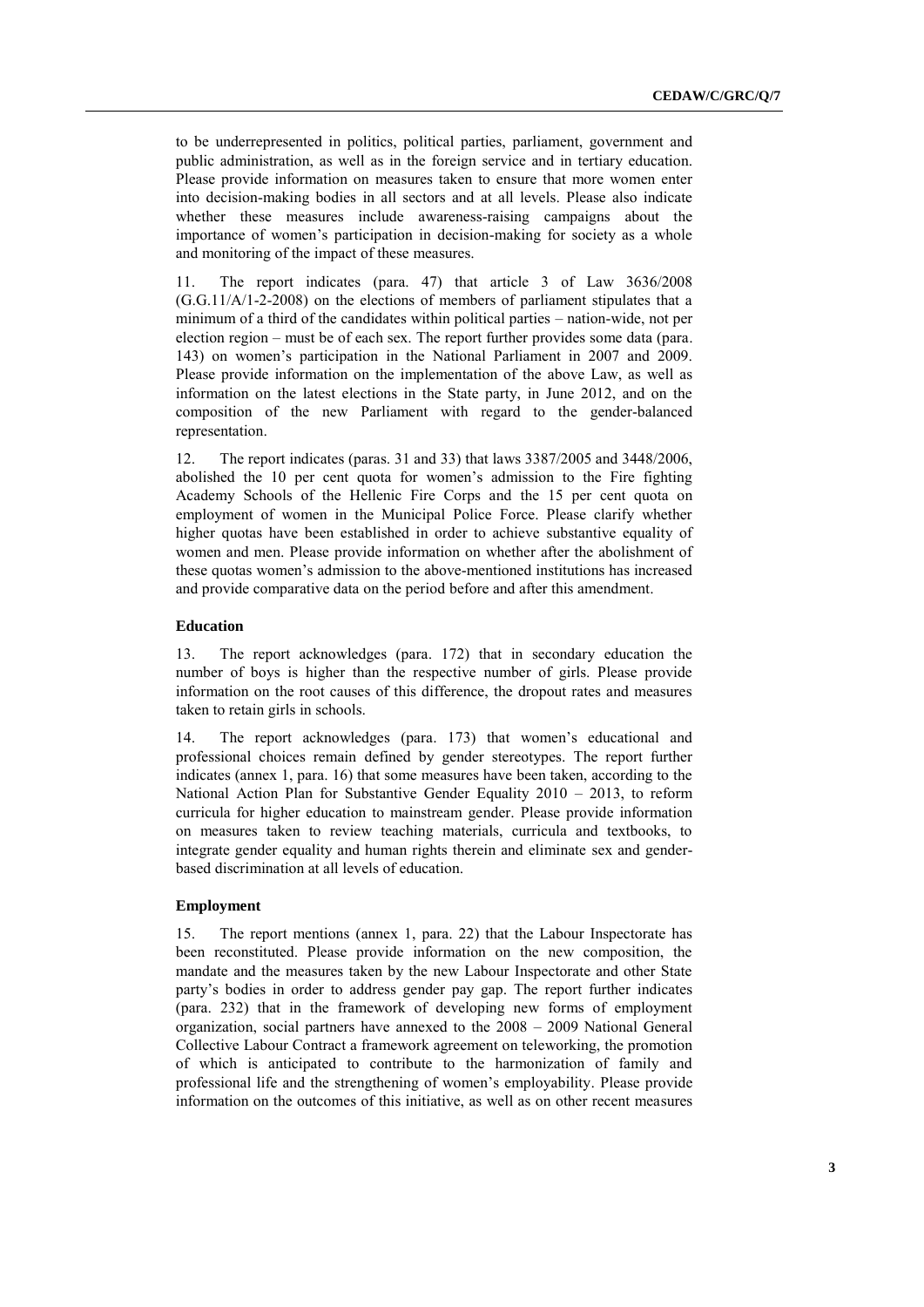to be underrepresented in politics, political parties, parliament, government and public administration, as well as in the foreign service and in tertiary education. Please provide information on measures taken to ensure that more women enter into decision-making bodies in all sectors and at all levels. Please also indicate whether these measures include awareness-raising campaigns about the importance of women's participation in decision-making for society as a whole and monitoring of the impact of these measures.

11. The report indicates (para. 47) that article 3 of Law 3636/2008 (G.G.11/A/1-2-2008) on the elections of members of parliament stipulates that a minimum of a third of the candidates within political parties – nation-wide, not per election region – must be of each sex. The report further provides some data (para. 143) on women's participation in the National Parliament in 2007 and 2009. Please provide information on the implementation of the above Law, as well as information on the latest elections in the State party, in June 2012, and on the composition of the new Parliament with regard to the gender-balanced representation.

12. The report indicates (paras. 31 and 33) that laws 3387/2005 and 3448/2006, abolished the 10 per cent quota for women's admission to the Fire fighting Academy Schools of the Hellenic Fire Corps and the 15 per cent quota on employment of women in the Municipal Police Force. Please clarify whether higher quotas have been established in order to achieve substantive equality of women and men. Please provide information on whether after the abolishment of these quotas women's admission to the above-mentioned institutions has increased and provide comparative data on the period before and after this amendment.

### Education

13. The report acknowledges (para. 172) that in secondary education the number of boys is higher than the respective number of girls. Please provide information on the root causes of this difference, the dropout rates and measures taken to retain girls in schools.

14. The report acknowledges (para. 173) that women's educational and professional choices remain defined by gender stereotypes. The report further indicates (annex 1, para. 16) that some measures have been taken, according to the National Action Plan for Substantive Gender Equality 2010 – 2013, to reform curricula for higher education to mainstream gender. Please provide information on measures taken to review teaching materials, curricula and textbooks, to integrate gender equality and human rights therein and eliminate sex and gender-based discrimination at all levels of education.

### Employment

15. The report mentions (annex 1, para. 22) that the Labour Inspectorate has been reconstituted. Please provide information on the new composition, the mandate and the measures taken by the new Labour Inspectorate and other State party's bodies in order to address gender pay gap. The report further indicates (para. 232) that in the framework of developing new forms of employment organization, social partners have annexed to the 2008 – 2009 National General Collective Labour Contract a framework agreement on teleworking, the promotion of which is anticipated to contribute to the harmonization of family and professional life and the strengthening of women's employability. Please provide information on the outcomes of this initiative, as well as on other recent measures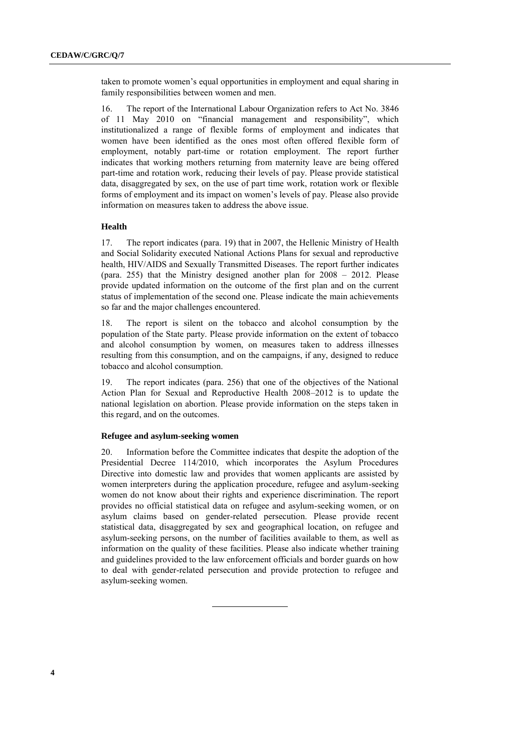taken to promote women's equal opportunities in employment and equal sharing in family responsibilities between women and men.

16. The report of the International Labour Organization refers to Act No. 3846 of 11 May 2010 on "financial management and responsibility", which institutionalized a range of flexible forms of employment and indicates that women have been identified as the ones most often offered flexible form of employment, notably part-time or rotation employment. The report further indicates that working mothers returning from maternity leave are being offered part-time and rotation work, reducing their levels of pay. Please provide statistical data, disaggregated by sex, on the use of part time work, rotation work or flexible forms of employment and its impact on women's levels of pay. Please also provide information on measures taken to address the above issue.

### Health

17. The report indicates (para. 19) that in 2007, the Hellenic Ministry of Health and Social Solidarity executed National Actions Plans for sexual and reproductive health, HIV/AIDS and Sexually Transmitted Diseases. The report further indicates (para. 255) that the Ministry designed another plan for 2008 – 2012. Please provide updated information on the outcome of the first plan and on the current status of implementation of the second one. Please indicate the main achievements so far and the major challenges encountered.

18. The report is silent on the tobacco and alcohol consumption by the population of the State party. Please provide information on the extent of tobacco and alcohol consumption by women, on measures taken to address illnesses resulting from this consumption, and on the campaigns, if any, designed to reduce tobacco and alcohol consumption.

19. The report indicates (para. 256) that one of the objectives of the National Action Plan for Sexual and Reproductive Health 2008–2012 is to update the national legislation on abortion. Please provide information on the steps taken in this regard, and on the outcomes.

### Refugee and asylum-seeking women

20. Information before the Committee indicates that despite the adoption of the Presidential Decree 114/2010, which incorporates the Asylum Procedures Directive into domestic law and provides that women applicants are assisted by women interpreters during the application procedure, refugee and asylum-seeking women do not know about their rights and experience discrimination. The report provides no official statistical data on refugee and asylum-seeking women, or on asylum claims based on gender-related persecution. Please provide recent statistical data, disaggregated by sex and geographical location, on refugee and asylum-seeking persons, on the number of facilities available to them, as well as information on the quality of these facilities. Please also indicate whether training and guidelines provided to the law enforcement officials and border guards on how to deal with gender-related persecution and provide protection to refugee and asylum-seeking women.